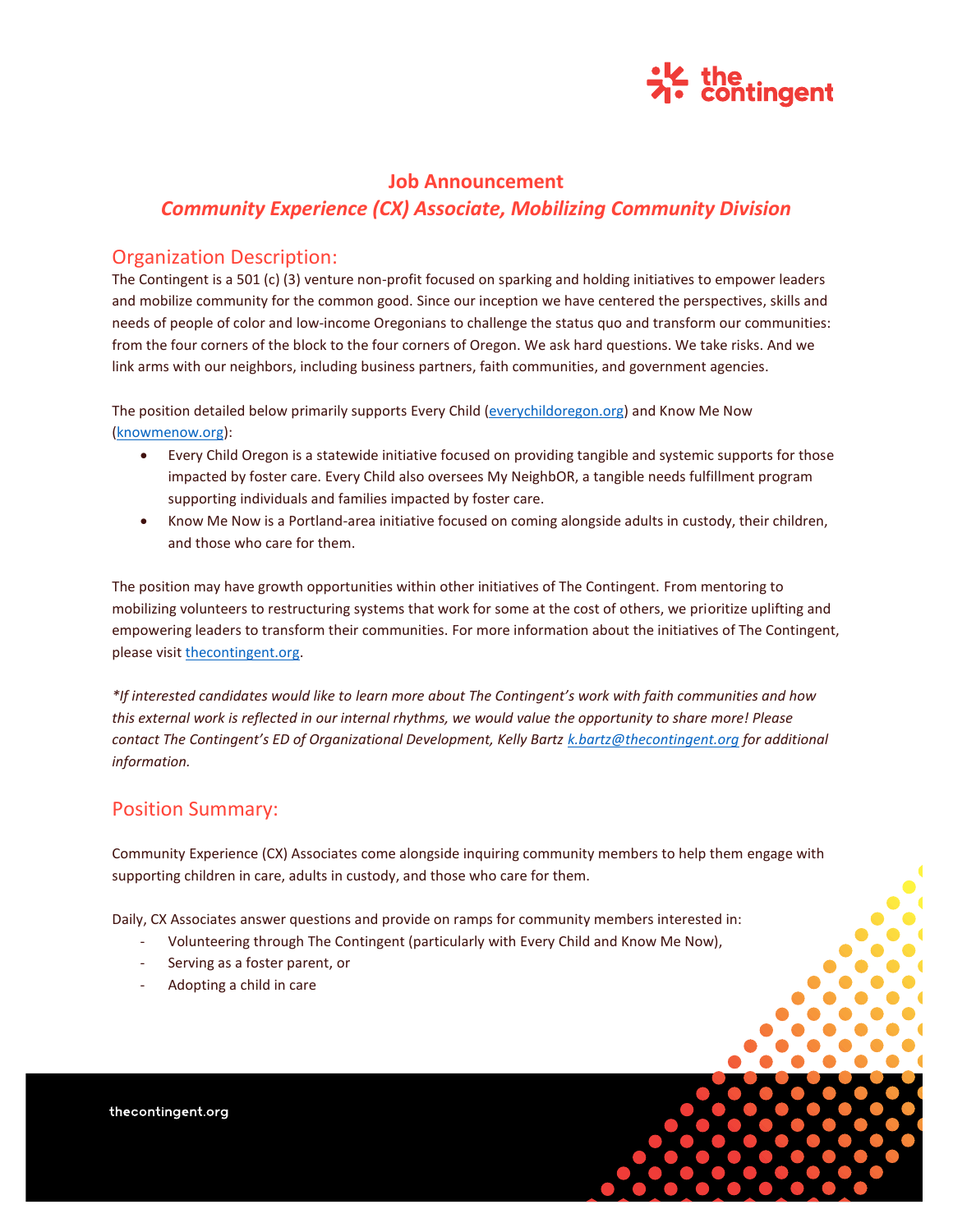# Job Announcement

## *Community Experience (CX) Associate, Mobilizing Community Division*

## Organization Description:

The Contingent is a 501 (c) (3) venture non-profit focused on sparking and holding initiatives to empower leaders and mobilize community for the common good. Since our inception we have centered the perspectives, skills and needs of people of color and low-income Oregonians to challenge the status quo and transform our communities: from the four corners of the block to the four corners of Oregon. We ask hard questions. We take risks. And we link arms with our neighbors, including business partners, faith communities, and government agencies.

The position detailed below primarily supports Every Child (everychildoregon.org) and Know Me Now (knowmenow.org):

- Every Child Oregon is a statewide initiative focused on providing tangible and systemic supports for those impacted by foster care. Every Child also oversees My NeighbOR, a tangible needs fulfillment program supporting individuals and families impacted by foster care.
- Know Me Now is a Portland-area initiative focused on coming alongside adults in custody, their children, and those who care for them.

The position may have growth opportunities within other initiatives of The Contingent. From mentoring to mobilizing volunteers to restructuring systems that work for some at the cost of others, we prioritize uplifting and empowering leaders to transform their communities. For more information about the initiatives of The Contingent, please visit thecontingent.org.

*\*If interested candidates would like to learn more about The Contingent's work with faith communities and how this external work is reflected in our internal rhythms, we would value the opportunity to share more! Please contact The Contingent's ED of Organizational Development, Kelly Bartz k.bartz@thecontingent.org for additional information.*

## Position Summary:

Community Experience (CX) Associates come alongside inquiring community members to help them engage with supporting children in care, adults in custody, and those who care for them.

Daily, CX Associates answer questions and provide on ramps for community members interested in:

- Volunteering through The Contingent (particularly with Every Child and Know Me Now),
- Serving as a foster parent, or
- Adopting a child in care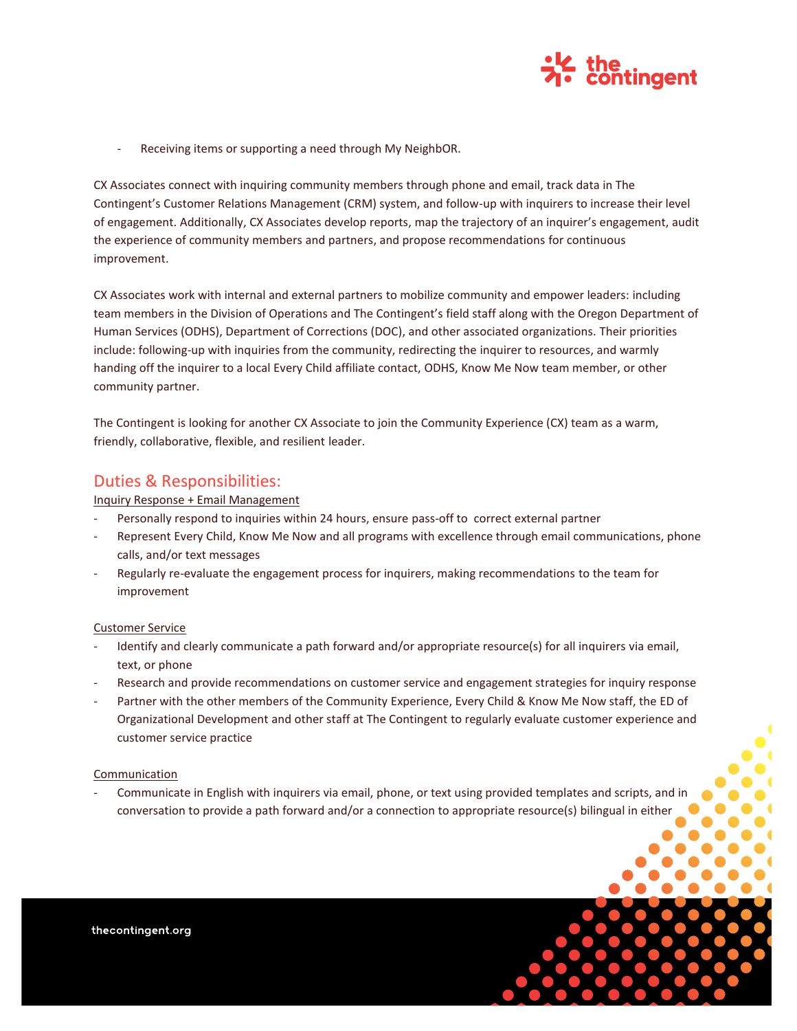- Receiving items or supporting a need through My NeighbOR.

CX Associates connect with inquiring community members through phone and email, track data in The Contingent's Customer Relations Management (CRM) system, and follow-up with inquirers to increase their level of engagement. Additionally, CX Associates develop reports, map the trajectory of an inquirer's engagement, audit the experience of community members and partners, and propose recommendations for continuous improvement.

CX Associates work with internal and external partners to mobilize community and empower leaders: including team members in the Division of Operations and The Contingent's field staff along with the Oregon Department of Human Services (ODHS), Department of Corrections (DOC), and other associated organizations. Their priorities include: following-up with inquiries from the community, redirecting the inquirer to resources, and warmly handing off the inquirer to a local Every Child affiliate contact, ODHS, Know Me Now team member, or other community partner.

The Contingent is looking for another CX Associate to join the Community Experience (CX) team as a warm, friendly, collaborative, flexible, and resilient leader.

## Duties & Responsibilities:

Inquiry Response + Email Management

- Personally respond to inquiries within 24 hours, ensure pass-off to correct external partner
- Represent Every Child, Know Me Now and all programs with excellence through email communications, phone calls, and/or text messages
- Regularly re-evaluate the engagement process for inquirers, making recommendations to the team for improvement

Customer Service

- Identify and clearly communicate a path forward and/or appropriate resource(s) for all inquirers via email, text, or phone
- Research and provide recommendations on customer service and engagement strategies for inquiry response
- Partner with the other members of the Community Experience, Every Child & Know Me Now staff, the ED of Organizational Development and other staff at The Contingent to regularly evaluate customer experience and customer service practice

Communication

- Communicate in English with inquirers via email, phone, or text using provided templates and scripts, and in conversation to provide a path forward and/or a connection to appropriate resource(s) bilingual in either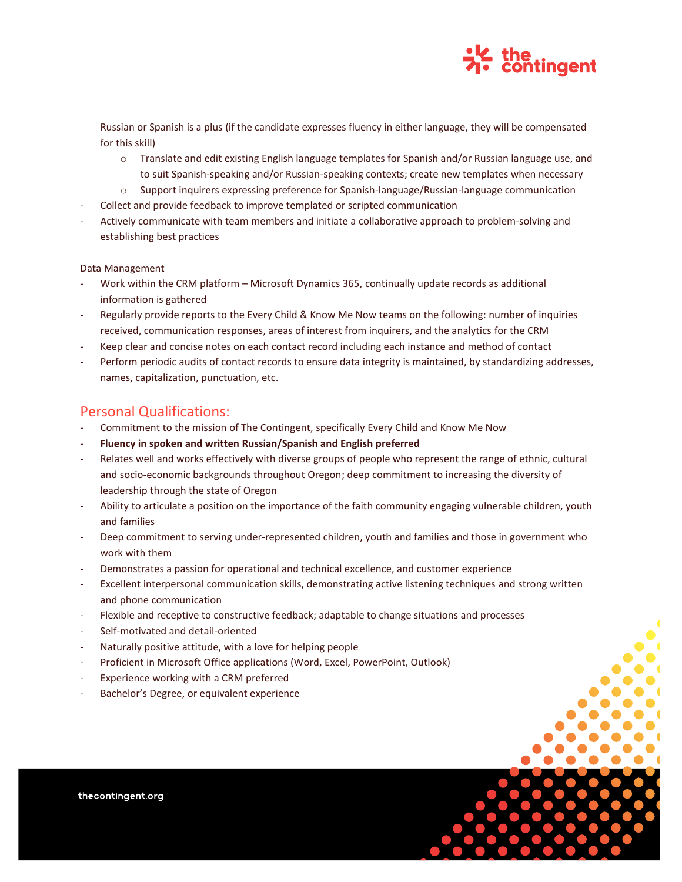Russian or Spanish is a plus (if the candidate expresses fluency in either language, they will be compensated for this skill)

  - Translate and edit existing English language templates for Spanish and/or Russian language use, and to suit Spanish-speaking and/or Russian-speaking contexts; create new templates when necessary
  - Support inquirers expressing preference for Spanish-language/Russian-language communication

- Collect and provide feedback to improve templated or scripted communication
- Actively communicate with team members and initiate a collaborative approach to problem-solving and establishing best practices

Data Management

- Work within the CRM platform – Microsoft Dynamics 365, continually update records as additional information is gathered
- Regularly provide reports to the Every Child & Know Me Now teams on the following: number of inquiries received, communication responses, areas of interest from inquirers, and the analytics for the CRM
- Keep clear and concise notes on each contact record including each instance and method of contact
- Perform periodic audits of contact records to ensure data integrity is maintained, by standardizing addresses, names, capitalization, punctuation, etc.

## Personal Qualifications:

- Commitment to the mission of The Contingent, specifically Every Child and Know Me Now
- **Fluency in spoken and written Russian/Spanish and English preferred**
- Relates well and works effectively with diverse groups of people who represent the range of ethnic, cultural and socio-economic backgrounds throughout Oregon; deep commitment to increasing the diversity of leadership through the state of Oregon
- Ability to articulate a position on the importance of the faith community engaging vulnerable children, youth and families
- Deep commitment to serving under-represented children, youth and families and those in government who work with them
- Demonstrates a passion for operational and technical excellence, and customer experience
- Excellent interpersonal communication skills, demonstrating active listening techniques and strong written and phone communication
- Flexible and receptive to constructive feedback; adaptable to change situations and processes
- Self-motivated and detail-oriented
- Naturally positive attitude, with a love for helping people
- Proficient in Microsoft Office applications (Word, Excel, PowerPoint, Outlook)
- Experience working with a CRM preferred
- Bachelor's Degree, or equivalent experience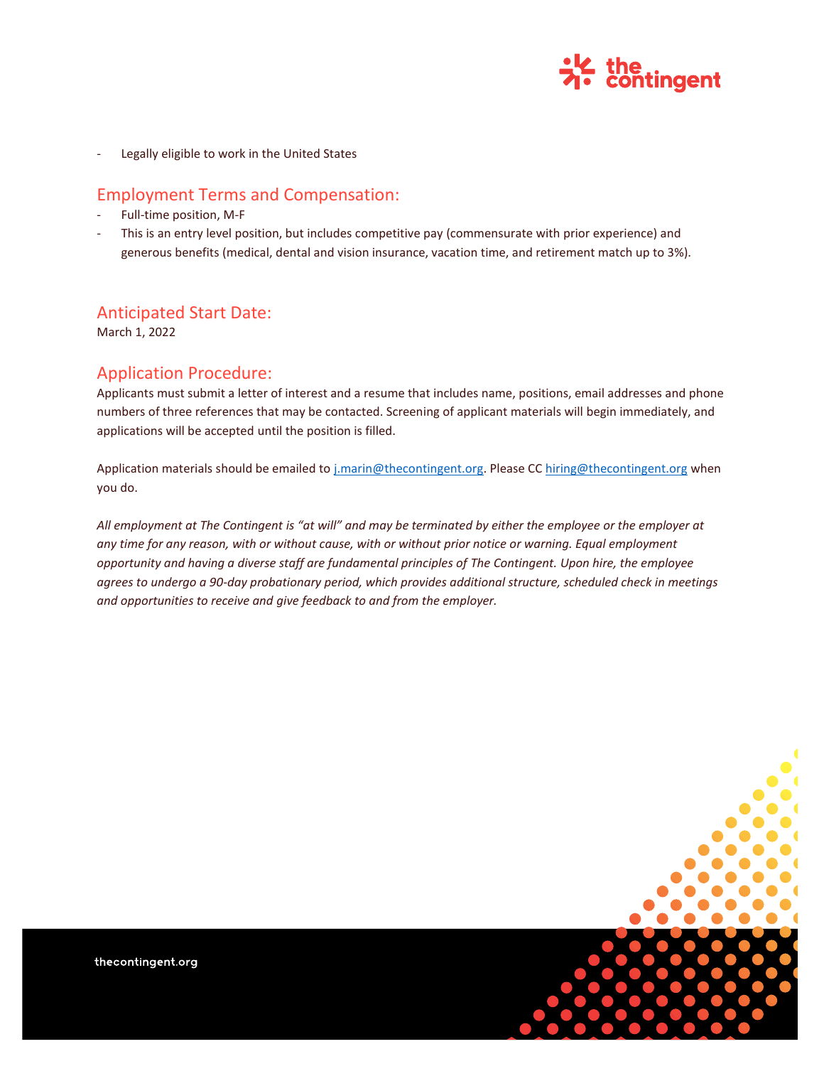- Legally eligible to work in the United States

## Employment Terms and Compensation:

- Full-time position, M-F
- This is an entry level position, but includes competitive pay (commensurate with prior experience) and generous benefits (medical, dental and vision insurance, vacation time, and retirement match up to 3%).

## Anticipated Start Date:

March 1, 2022

## Application Procedure:

Applicants must submit a letter of interest and a resume that includes name, positions, email addresses and phone numbers of three references that may be contacted. Screening of applicant materials will begin immediately, and applications will be accepted until the position is filled.

Application materials should be emailed to j.marin@thecontingent.org. Please CC hiring@thecontingent.org when you do.

*All employment at The Contingent is "at will" and may be terminated by either the employee or the employer at any time for any reason, with or without cause, with or without prior notice or warning. Equal employment opportunity and having a diverse staff are fundamental principles of The Contingent. Upon hire, the employee agrees to undergo a 90-day probationary period, which provides additional structure, scheduled check in meetings and opportunities to receive and give feedback to and from the employer.*